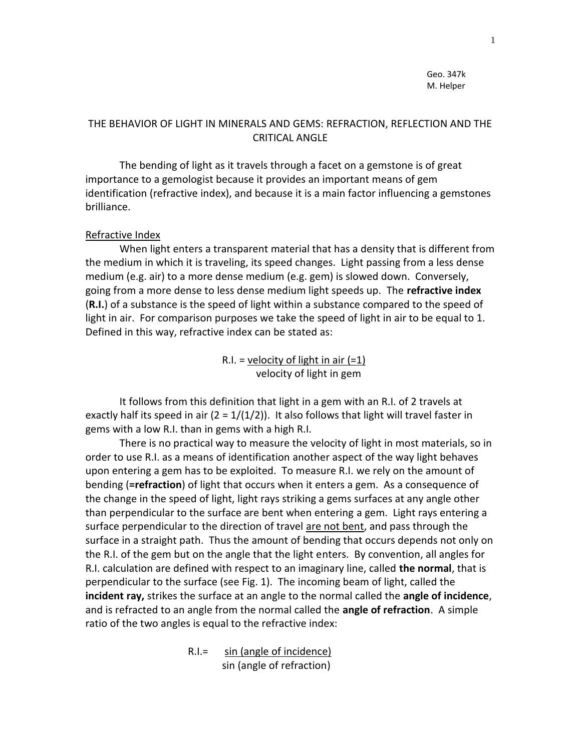Geo. 347k
M. Helper

# THE BEHAVIOR OF LIGHT IN MINERALS AND GEMS: REFRACTION, REFLECTION AND THE CRITICAL ANGLE

The bending of light as it travels through a facet on a gemstone is of great importance to a gemologist because it provides an important means of gem identification (refractive index), and because it is a main factor influencing a gemstones brilliance.

## Refractive Index

When light enters a transparent material that has a density that is different from the medium in which it is traveling, its speed changes. Light passing from a less dense medium (e.g. air) to a more dense medium (e.g. gem) is slowed down. Conversely, going from a more dense to less dense medium light speeds up. The **refractive index** (**R.I.**) of a substance is the speed of light within a substance compared to the speed of light in air. For comparison purposes we take the speed of light in air to be equal to 1. Defined in this way, refractive index can be stated as:

$$\text{R.I.} = \frac{\text{velocity of light in air } (=1)}{\text{velocity of light in gem}}$$

It follows from this definition that light in a gem with an R.I. of 2 travels at exactly half its speed in air ($2 = 1/(1/2)$). It also follows that light will travel faster in gems with a low R.I. than in gems with a high R.I.

There is no practical way to measure the velocity of light in most materials, so in order to use R.I. as a means of identification another aspect of the way light behaves upon entering a gem has to be exploited. To measure R.I. we rely on the amount of bending (**=refraction**) of light that occurs when it enters a gem. As a consequence of the change in the speed of light, light rays striking a gems surfaces at any angle other than perpendicular to the surface are bent when entering a gem. Light rays entering a surface perpendicular to the direction of travel are not bent, and pass through the surface in a straight path. Thus the amount of bending that occurs depends not only on the R.I. of the gem but on the angle that the light enters. By convention, all angles for R.I. calculation are defined with respect to an imaginary line, called **the normal**, that is perpendicular to the surface (see Fig. 1). The incoming beam of light, called the **incident ray,** strikes the surface at an angle to the normal called the **angle of incidence**, and is refracted to an angle from the normal called the **angle of refraction**. A simple ratio of the two angles is equal to the refractive index:

$$\text{R.I.} = \frac{\sin(\text{angle of incidence})}{\sin(\text{angle of refraction})}$$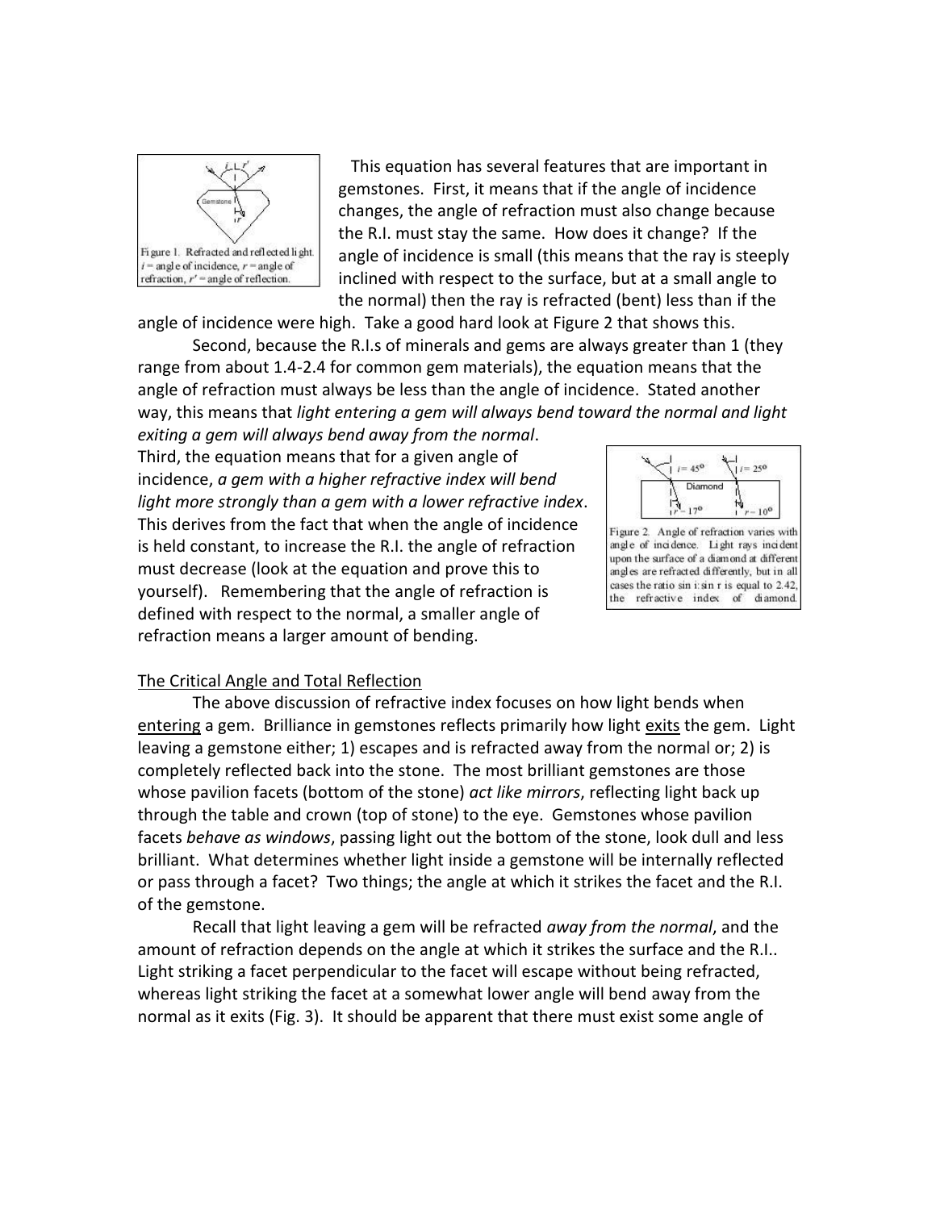Figure 1. Refracted and reflected light. $i$ = angle of incidence, $r$ = angle of refraction, $r'$ = angle of reflection.

This equation has several features that are important in gemstones. First, it means that if the angle of incidence changes, the angle of refraction must also change because the R.I. must stay the same. How does it change? If the angle of incidence is small (this means that the ray is steeply inclined with respect to the surface, but at a small angle to the normal) then the ray is refracted (bent) less than if the angle of incidence were high. Take a good hard look at Figure 2 that shows this.

Second, because the R.I.s of minerals and gems are always greater than 1 (they range from about 1.4-2.4 for common gem materials), the equation means that the angle of refraction must always be less than the angle of incidence. Stated another way, this means that *light entering a gem will always bend toward the normal and light exiting a gem will always bend away from the normal*.

Third, the equation means that for a given angle of incidence, *a gem with a higher refractive index will bend light more strongly than a gem with a lower refractive index*. This derives from the fact that when the angle of incidence is held constant, to increase the R.I. the angle of refraction must decrease (look at the equation and prove this to yourself). Remembering that the angle of refraction is defined with respect to the normal, a smaller angle of refraction means a larger amount of bending.

Figure 2. Angle of refraction varies with angle of incidence. Light rays incident upon the surface of a diamond at different angles are refracted differently, but in all cases the ratio sin i : sin r is equal to 2.42, the refractive index of diamond.

## The Critical Angle and Total Reflection

The above discussion of refractive index focuses on how light bends when entering a gem. Brilliance in gemstones reflects primarily how light exits the gem. Light leaving a gemstone either; 1) escapes and is refracted away from the normal or; 2) is completely reflected back into the stone. The most brilliant gemstones are those whose pavilion facets (bottom of the stone) *act like mirrors*, reflecting light back up through the table and crown (top of stone) to the eye. Gemstones whose pavilion facets *behave as windows*, passing light out the bottom of the stone, look dull and less brilliant. What determines whether light inside a gemstone will be internally reflected or pass through a facet? Two things; the angle at which it strikes the facet and the R.I. of the gemstone.

Recall that light leaving a gem will be refracted *away from the normal*, and the amount of refraction depends on the angle at which it strikes the surface and the R.I.. Light striking a facet perpendicular to the facet will escape without being refracted, whereas light striking the facet at a somewhat lower angle will bend away from the normal as it exits (Fig. 3). It should be apparent that there must exist some angle of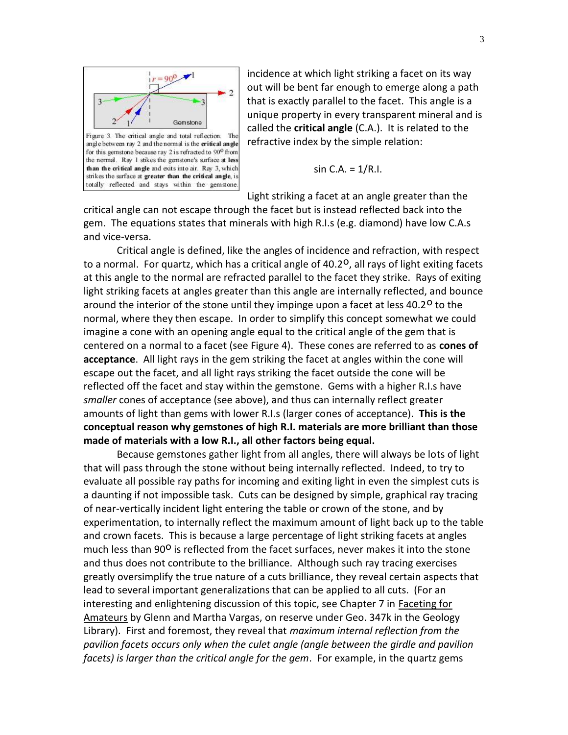Figure 3. The critical angle and total reflection. The angle between ray 2 and the normal is the **critical angle** for this gemstone because ray 2 is refracted to 90° from the normal. Ray 1 stikes the gemstone's surface at **less than the critical angle** and exits into air. Ray 3, which strikes the surface at **greater than the critical angle**, is totally reflected and stays within the gemstone.

incidence at which light striking a facet on its way out will be bent far enough to emerge along a path that is exactly parallel to the facet. This angle is a unique property in every transparent mineral and is called the **critical angle** (C.A.). It is related to the refractive index by the simple relation:

$$\sin \text{C.A.} = 1/\text{R.I.}$$

Light striking a facet at an angle greater than the critical angle can not escape through the facet but is instead reflected back into the gem. The equations states that minerals with high R.I.s (e.g. diamond) have low C.A.s and vice-versa.

Critical angle is defined, like the angles of incidence and refraction, with respect to a normal. For quartz, which has a critical angle of 40.2°, all rays of light exiting facets at this angle to the normal are refracted parallel to the facet they strike. Rays of exiting light striking facets at angles greater than this angle are internally reflected, and bounce around the interior of the stone until they impinge upon a facet at less 40.2° to the normal, where they then escape. In order to simplify this concept somewhat we could imagine a cone with an opening angle equal to the critical angle of the gem that is centered on a normal to a facet (see Figure 4). These cones are referred to as **cones of acceptance**. All light rays in the gem striking the facet at angles within the cone will escape out the facet, and all light rays striking the facet outside the cone will be reflected off the facet and stay within the gemstone. Gems with a higher R.I.s have *smaller* cones of acceptance (see above), and thus can internally reflect greater amounts of light than gems with lower R.I.s (larger cones of acceptance). **This is the conceptual reason why gemstones of high R.I. materials are more brilliant than those made of materials with a low R.I., all other factors being equal.**

Because gemstones gather light from all angles, there will always be lots of light that will pass through the stone without being internally reflected. Indeed, to try to evaluate all possible ray paths for incoming and exiting light in even the simplest cuts is a daunting if not impossible task. Cuts can be designed by simple, graphical ray tracing of near-vertically incident light entering the table or crown of the stone, and by experimentation, to internally reflect the maximum amount of light back up to the table and crown facets. This is because a large percentage of light striking facets at angles much less than 90° is reflected from the facet surfaces, never makes it into the stone and thus does not contribute to the brilliance. Although such ray tracing exercises greatly oversimplify the true nature of a cuts brilliance, they reveal certain aspects that lead to several important generalizations that can be applied to all cuts. (For an interesting and enlightening discussion of this topic, see Chapter 7 in Faceting for Amateurs by Glenn and Martha Vargas, on reserve under Geo. 347k in the Geology Library). First and foremost, they reveal that *maximum internal reflection from the pavilion facets occurs only when the culet angle (angle between the girdle and pavilion facets) is larger than the critical angle for the gem*. For example, in the quartz gems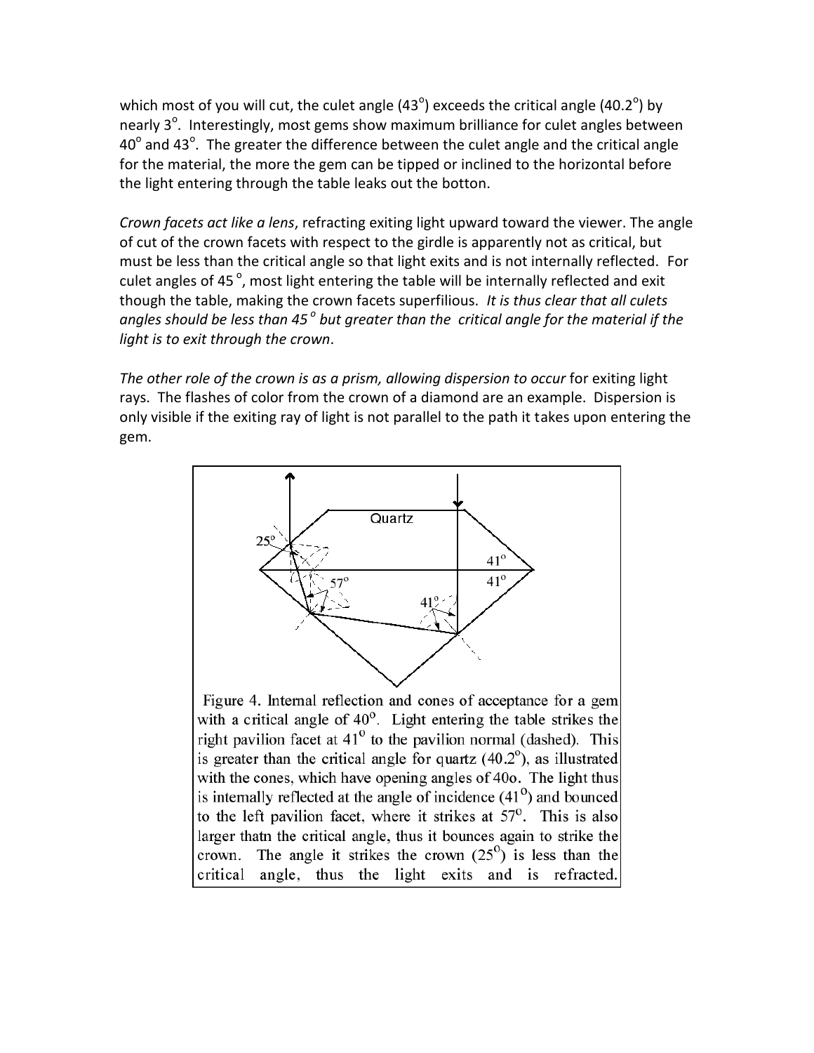which most of you will cut, the culet angle (43°) exceeds the critical angle (40.2°) by nearly 3°. Interestingly, most gems show maximum brilliance for culet angles between 40° and 43°. The greater the difference between the culet angle and the critical angle for the material, the more the gem can be tipped or inclined to the horizontal before the light entering through the table leaks out the botton.

*Crown facets act like a lens*, refracting exiting light upward toward the viewer. The angle of cut of the crown facets with respect to the girdle is apparently not as critical, but must be less than the critical angle so that light exits and is not internally reflected. For culet angles of 45 °, most light entering the table will be internally reflected and exit though the table, making the crown facets superfilious. *It is thus clear that all culets angles should be less than 45 ° but greater than the critical angle for the material if the light is to exit through the crown*.

*The other role of the crown is as a prism, allowing dispersion to occur* for exiting light rays. The flashes of color from the crown of a diamond are an example. Dispersion is only visible if the exiting ray of light is not parallel to the path it takes upon entering the gem.

Figure 4. Internal reflection and cones of acceptance for a gem with a critical angle of 40°. Light entering the table strikes the right pavilion facet at 41° to the pavilion normal (dashed). This is greater than the critical angle for quartz (40.2°), as illustrated with the cones, which have opening angles of 40o. The light thus is internally reflected at the angle of incidence (41°) and bounced to the left pavilion facet, where it strikes at 57°. This is also larger thatn the critical angle, thus it bounces again to strike the crown. The angle it strikes the crown (25°) is less than the critical angle, thus the light exits and is refracted.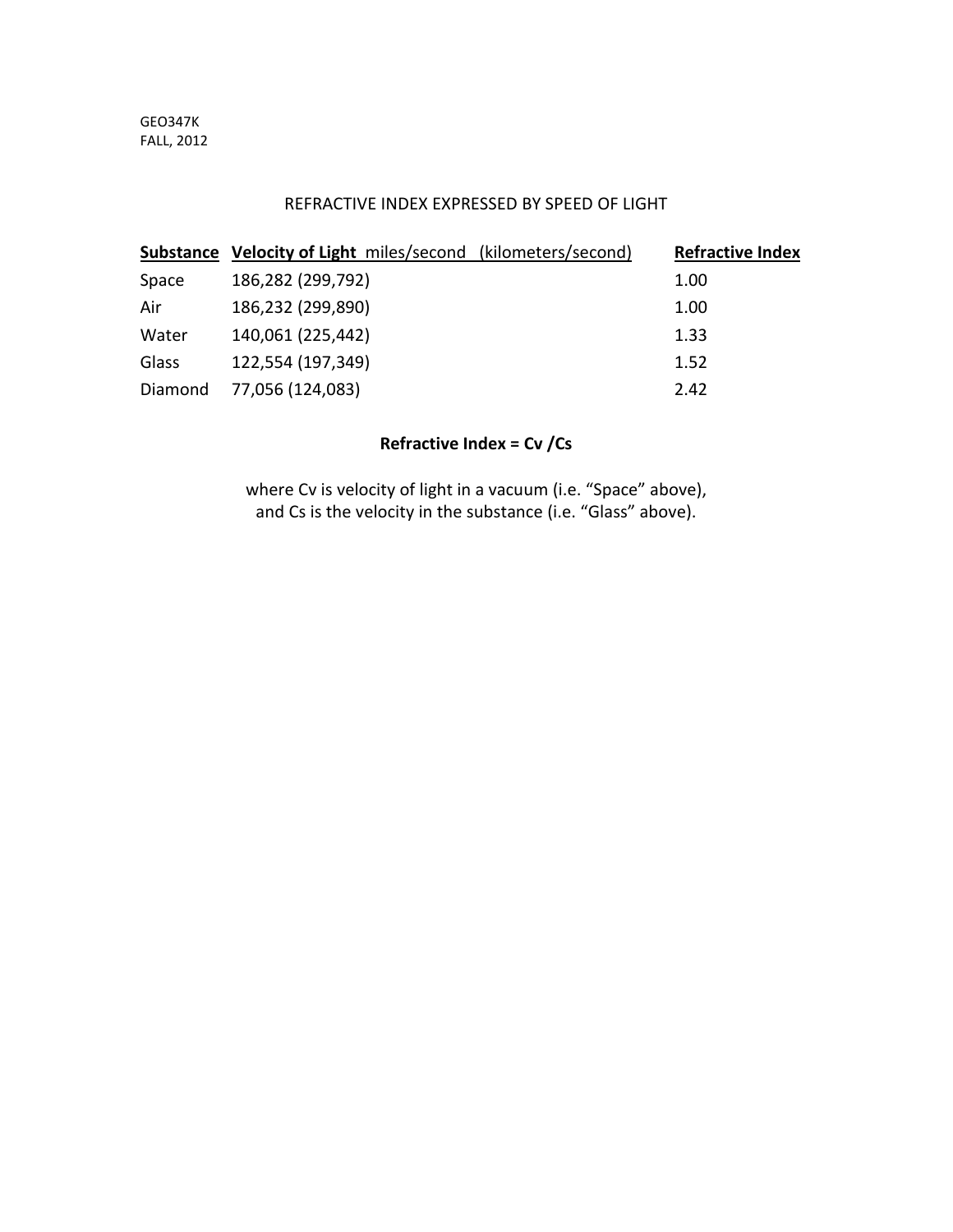GEO347K
FALL, 2012

## REFRACTIVE INDEX EXPRESSED BY SPEED OF LIGHT

| **Substance** | **Velocity of Light** miles/second (kilometers/second) | **Refractive Index** |
|---|---|---|
| Space | 186,282 (299,792) | 1.00 |
| Air | 186,232 (299,890) | 1.00 |
| Water | 140,061 (225,442) | 1.33 |
| Glass | 122,554 (197,349) | 1.52 |
| Diamond | 77,056 (124,083) | 2.42 |

**Refractive Index = Cv /Cs**

where Cv is velocity of light in a vacuum (i.e. "Space" above), and Cs is the velocity in the substance (i.e. "Glass" above).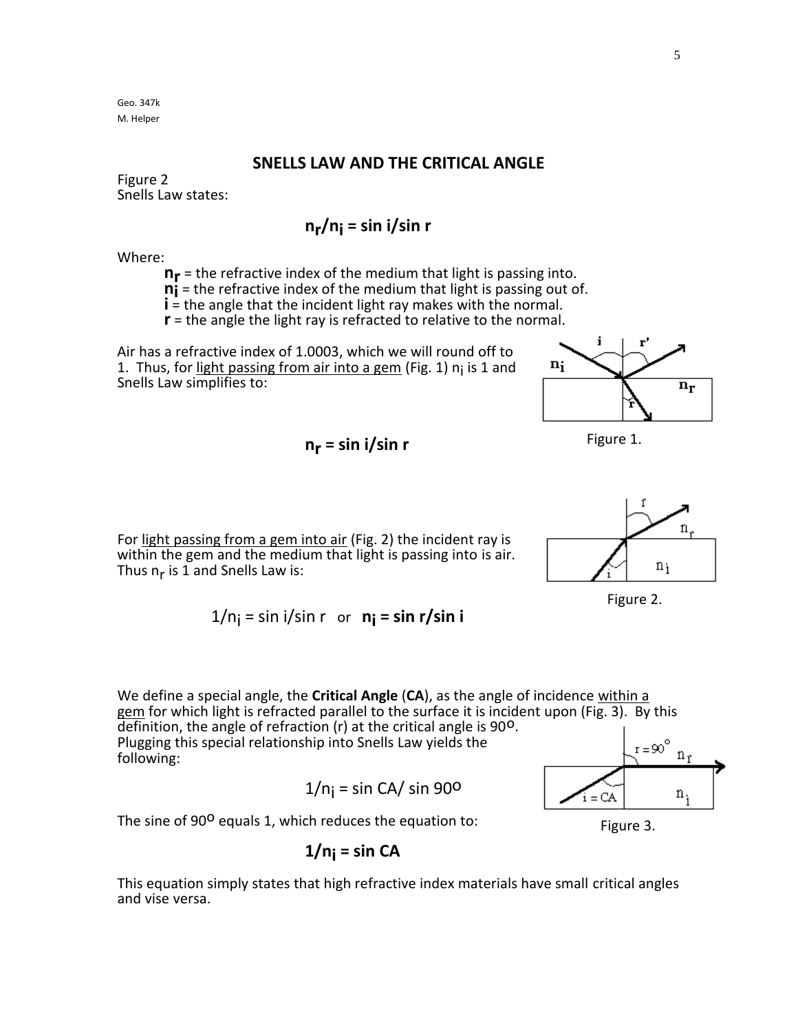Geo. 347k
M. Helper

## SNELLS LAW AND THE CRITICAL ANGLE

Figure 2
Snells Law states:

$$n_r/n_i = \sin i/\sin r$$

Where:

- $n_r$ = the refractive index of the medium that light is passing into.
- $n_i$ = the refractive index of the medium that light is passing out of.
- $i$ = the angle that the incident light ray makes with the normal.
- $r$ = the angle the light ray is refracted to relative to the normal.

Air has a refractive index of 1.0003, which we will round off to 1. Thus, for <u>light passing from air into a gem</u> (Fig. 1) $n_i$ is 1 and Snells Law simplifies to:

$$n_r = \sin i/\sin r$$

Figure 1.

For <u>light passing from a gem into air</u> (Fig. 2) the incident ray is within the gem and the medium that light is passing into is air. Thus $n_r$ is 1 and Snells Law is:

$$1/n_i = \sin i/\sin r \quad \text{or} \quad n_i = \sin r/\sin i$$

Figure 2.

We define a special angle, the **Critical Angle** (**CA**), as the angle of incidence <u>within a gem</u> for which light is refracted parallel to the surface it is incident upon (Fig. 3). By this definition, the angle of refraction (r) at the critical angle is $90^o$. Plugging this special relationship into Snells Law yields the following:

$$1/n_i = \sin CA/ \sin 90^o$$

Figure 3.

The sine of $90^o$ equals 1, which reduces the equation to:

$$1/n_i = \sin CA$$

This equation simply states that high refractive index materials have small critical angles and vise versa.